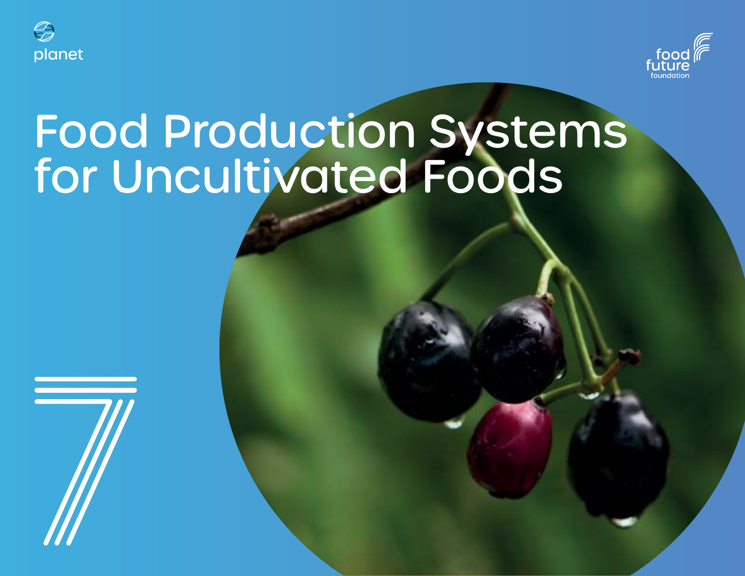planet

food future foundation

# Food Production Systems for Uncultivated Foods

7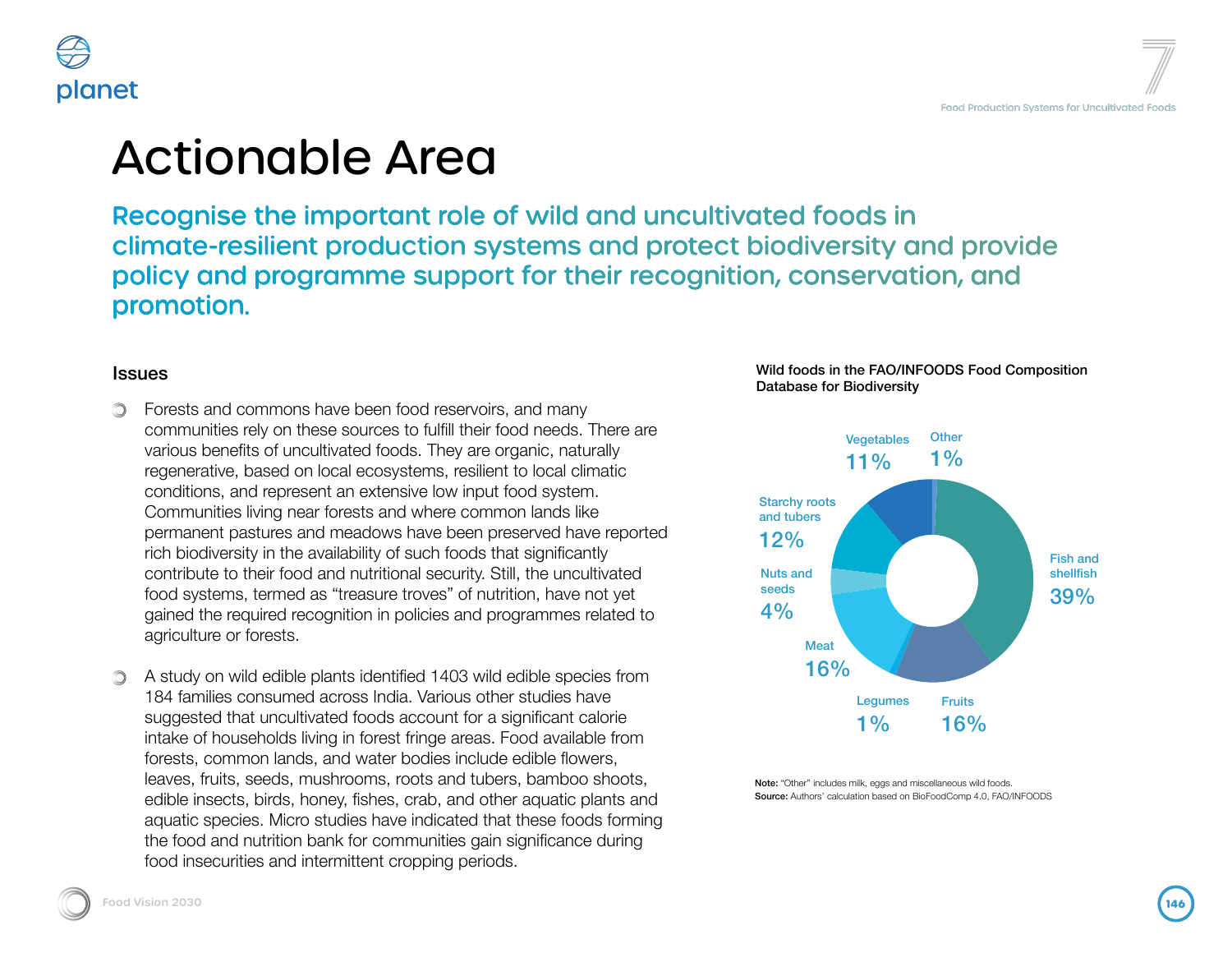# Actionable Area

## Recognise the important role of wild and uncultivated foods in climate-resilient production systems and protect biodiversity and provide policy and programme support for their recognition, conservation, and promotion.

### Issues

- Forests and commons have been food reservoirs, and many communities rely on these sources to fulfill their food needs. There are various benefits of uncultivated foods. They are organic, naturally regenerative, based on local ecosystems, resilient to local climatic conditions, and represent an extensive low input food system. Communities living near forests and where common lands like permanent pastures and meadows have been preserved have reported rich biodiversity in the availability of such foods that significantly contribute to their food and nutritional security. Still, the uncultivated food systems, termed as "treasure troves" of nutrition, have not yet gained the required recognition in policies and programmes related to agriculture or forests.

- A study on wild edible plants identified 1403 wild edible species from 184 families consumed across India. Various other studies have suggested that uncultivated foods account for a significant calorie intake of households living in forest fringe areas. Food available from forests, common lands, and water bodies include edible flowers, leaves, fruits, seeds, mushrooms, roots and tubers, bamboo shoots, edible insects, birds, honey, fishes, crab, and other aquatic plants and aquatic species. Micro studies have indicated that these foods forming the food and nutrition bank for communities gain significance during food insecurities and intermittent cropping periods.

**Wild foods in the FAO/INFOODS Food Composition Database for Biodiversity**

Vegetables 11%
Other 1%
Starchy roots and tubers 12%
Nuts and seeds 4%
Meat 16%
Legumes 1%
Fruits 16%
Fish and shellfish 39%

**Note:** "Other" includes milk, eggs and miscellaneous wild foods.
**Source:** Authors' calculation based on BioFoodComp 4.0, FAO/INFOODS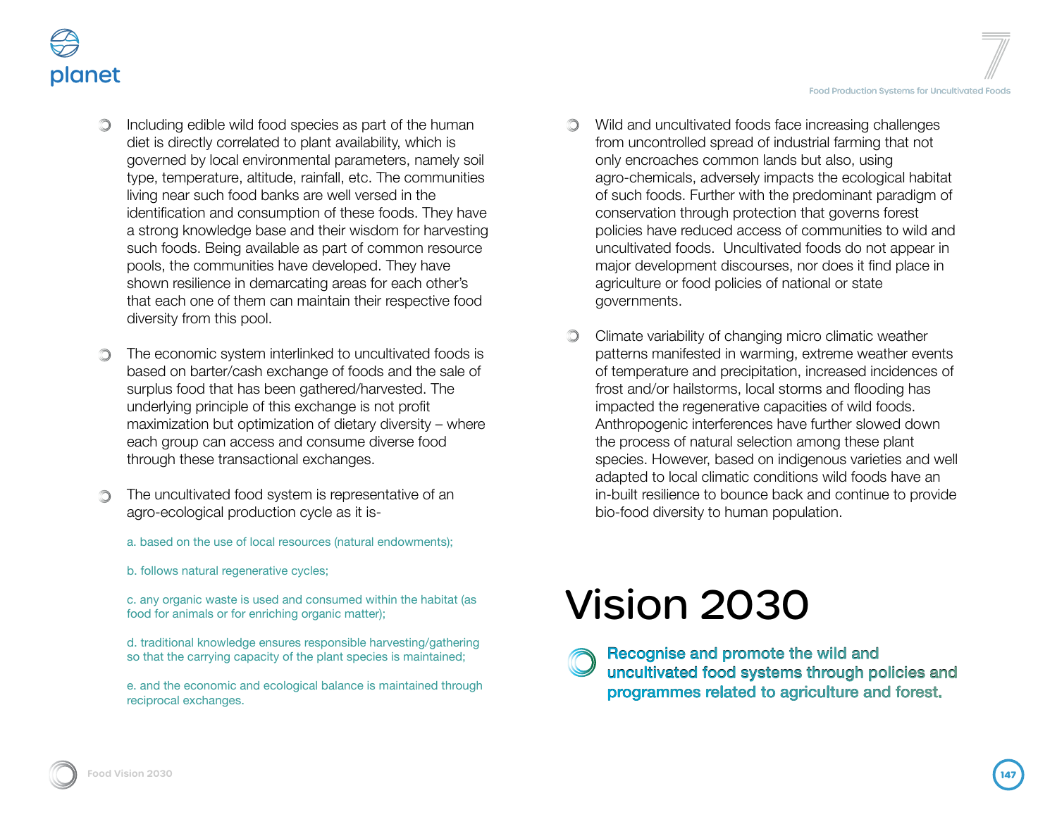- Including edible wild food species as part of the human diet is directly correlated to plant availability, which is governed by local environmental parameters, namely soil type, temperature, altitude, rainfall, etc. The communities living near such food banks are well versed in the identification and consumption of these foods. They have a strong knowledge base and their wisdom for harvesting such foods. Being available as part of common resource pools, the communities have developed. They have shown resilience in demarcating areas for each other's that each one of them can maintain their respective food diversity from this pool.

- The economic system interlinked to uncultivated foods is based on barter/cash exchange of foods and the sale of surplus food that has been gathered/harvested. The underlying principle of this exchange is not profit maximization but optimization of dietary diversity – where each group can access and consume diverse food through these transactional exchanges.

- The uncultivated food system is representative of an agro-ecological production cycle as it is-

  a. based on the use of local resources (natural endowments);

  b. follows natural regenerative cycles;

  c. any organic waste is used and consumed within the habitat (as food for animals or for enriching organic matter);

  d. traditional knowledge ensures responsible harvesting/gathering so that the carrying capacity of the plant species is maintained;

  e. and the economic and ecological balance is maintained through reciprocal exchanges.

- Wild and uncultivated foods face increasing challenges from uncontrolled spread of industrial farming that not only encroaches common lands but also, using agro-chemicals, adversely impacts the ecological habitat of such foods. Further with the predominant paradigm of conservation through protection that governs forest policies have reduced access of communities to wild and uncultivated foods. Uncultivated foods do not appear in major development discourses, nor does it find place in agriculture or food policies of national or state governments.

- Climate variability of changing micro climatic weather patterns manifested in warming, extreme weather events of temperature and precipitation, increased incidences of frost and/or hailstorms, local storms and flooding has impacted the regenerative capacities of wild foods. Anthropogenic interferences have further slowed down the process of natural selection among these plant species. However, based on indigenous varieties and well adapted to local climatic conditions wild foods have an in-built resilience to bounce back and continue to provide bio-food diversity to human population.

# Vision 2030

**Recognise and promote the wild and uncultivated food systems through policies and programmes related to agriculture and forest.**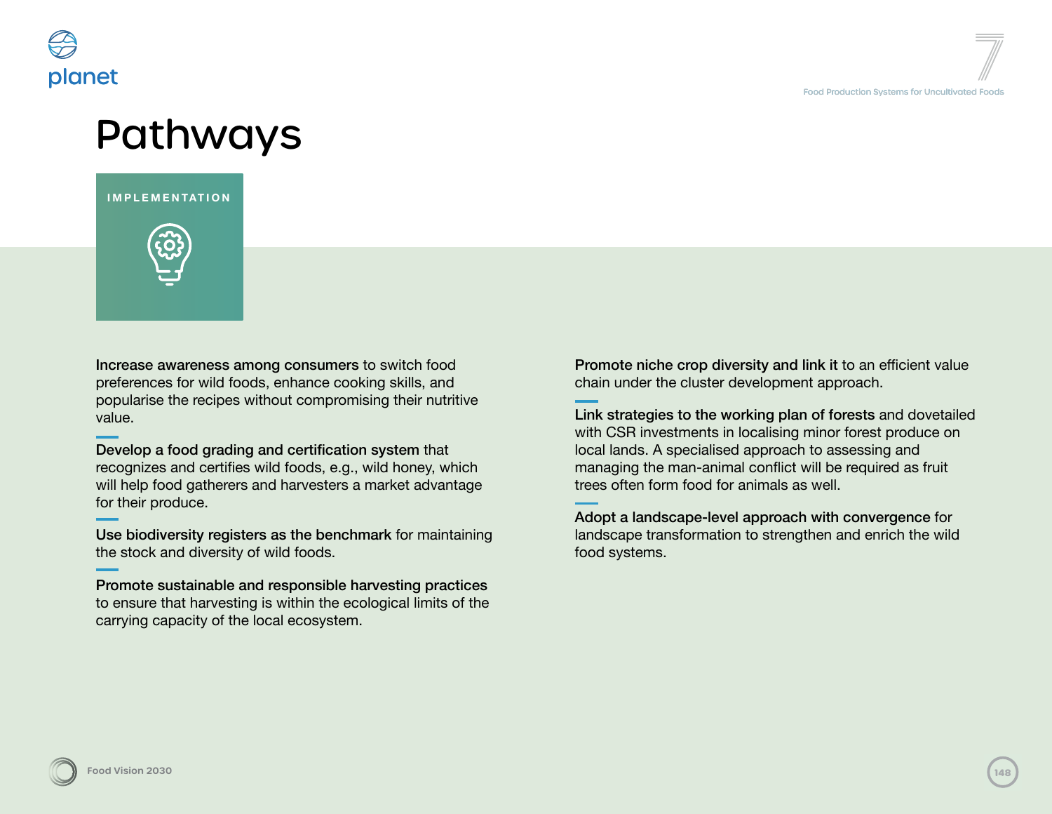# Pathways

IMPLEMENTATION

**Increase awareness among consumers** to switch food preferences for wild foods, enhance cooking skills, and popularise the recipes without compromising their nutritive value.

**Develop a food grading and certification system** that recognizes and certifies wild foods, e.g., wild honey, which will help food gatherers and harvesters a market advantage for their produce.

**Use biodiversity registers as the benchmark** for maintaining the stock and diversity of wild foods.

**Promote sustainable and responsible harvesting practices** to ensure that harvesting is within the ecological limits of the carrying capacity of the local ecosystem.

**Promote niche crop diversity and link it** to an efficient value chain under the cluster development approach.

**Link strategies to the working plan of forests** and dovetailed with CSR investments in localising minor forest produce on local lands. A specialised approach to assessing and managing the man-animal conflict will be required as fruit trees often form food for animals as well.

**Adopt a landscape-level approach with convergence** for landscape transformation to strengthen and enrich the wild food systems.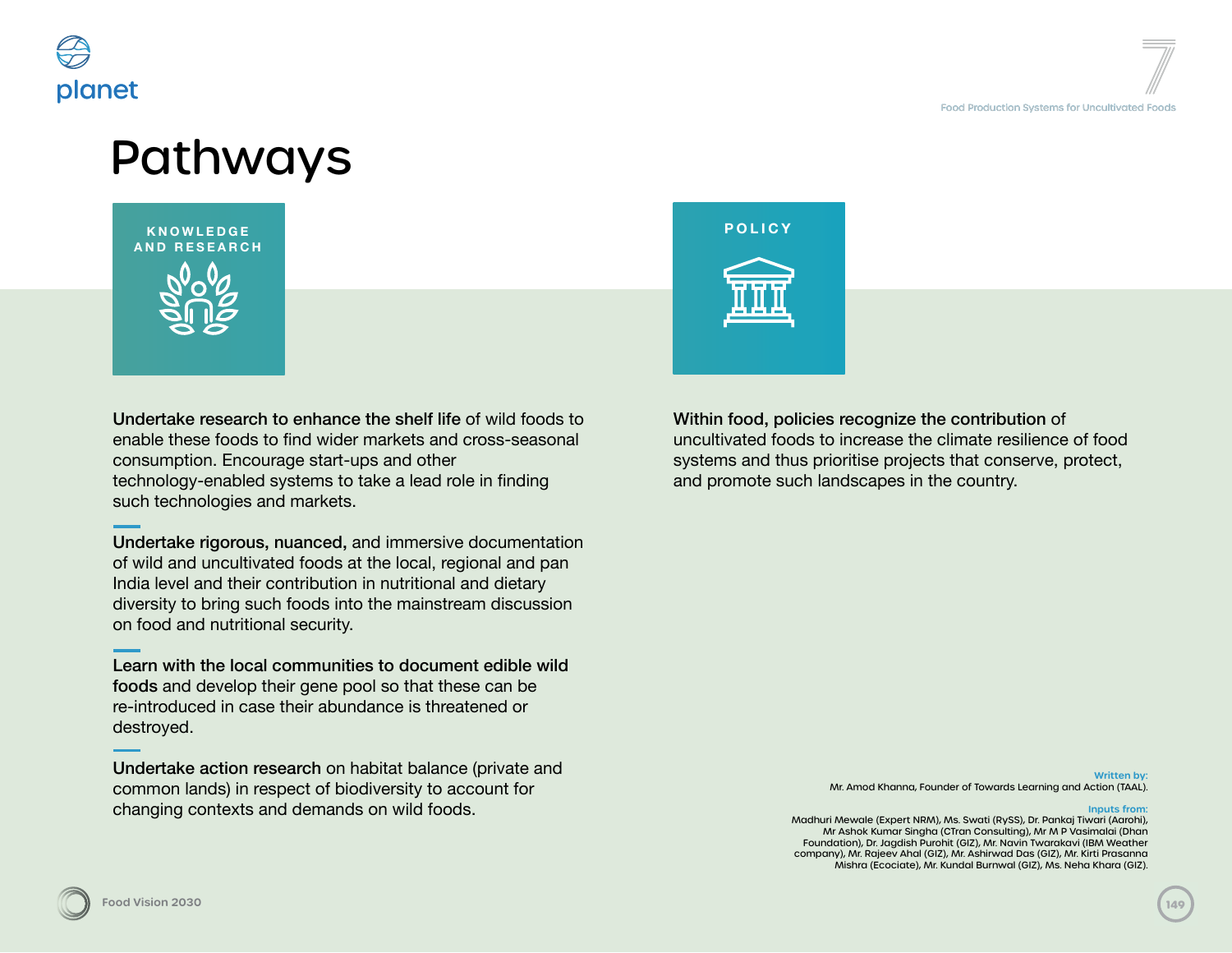# Pathways

## KNOWLEDGE AND RESEARCH

**Undertake research to enhance the shelf life** of wild foods to enable these foods to find wider markets and cross-seasonal consumption. Encourage start-ups and other technology-enabled systems to take a lead role in finding such technologies and markets.

**Undertake rigorous, nuanced,** and immersive documentation of wild and uncultivated foods at the local, regional and pan India level and their contribution in nutritional and dietary diversity to bring such foods into the mainstream discussion on food and nutritional security.

**Learn with the local communities to document edible wild foods** and develop their gene pool so that these can be re-introduced in case their abundance is threatened or destroyed.

**Undertake action research** on habitat balance (private and common lands) in respect of biodiversity to account for changing contexts and demands on wild foods.

## POLICY

**Within food, policies recognize the contribution** of uncultivated foods to increase the climate resilience of food systems and thus prioritise projects that conserve, protect, and promote such landscapes in the country.

**Written by:**
Mr. Amod Khanna, Founder of Towards Learning and Action (TAAL).

**Inputs from:**
Madhuri Mewale (Expert NRM), Ms. Swati (RySS), Dr. Pankaj Tiwari (Aarohi), Mr Ashok Kumar Singha (CTran Consulting), Mr M P Vasimalai (Dhan Foundation), Dr. Jagdish Purohit (GIZ), Mr. Navin Twarakavi (IBM Weather company), Mr. Rajeev Ahal (GIZ), Mr. Ashirwad Das (GIZ), Mr. Kirti Prasanna Mishra (Ecociate), Mr. Kundal Burnwal (GIZ), Ms. Neha Khara (GIZ).